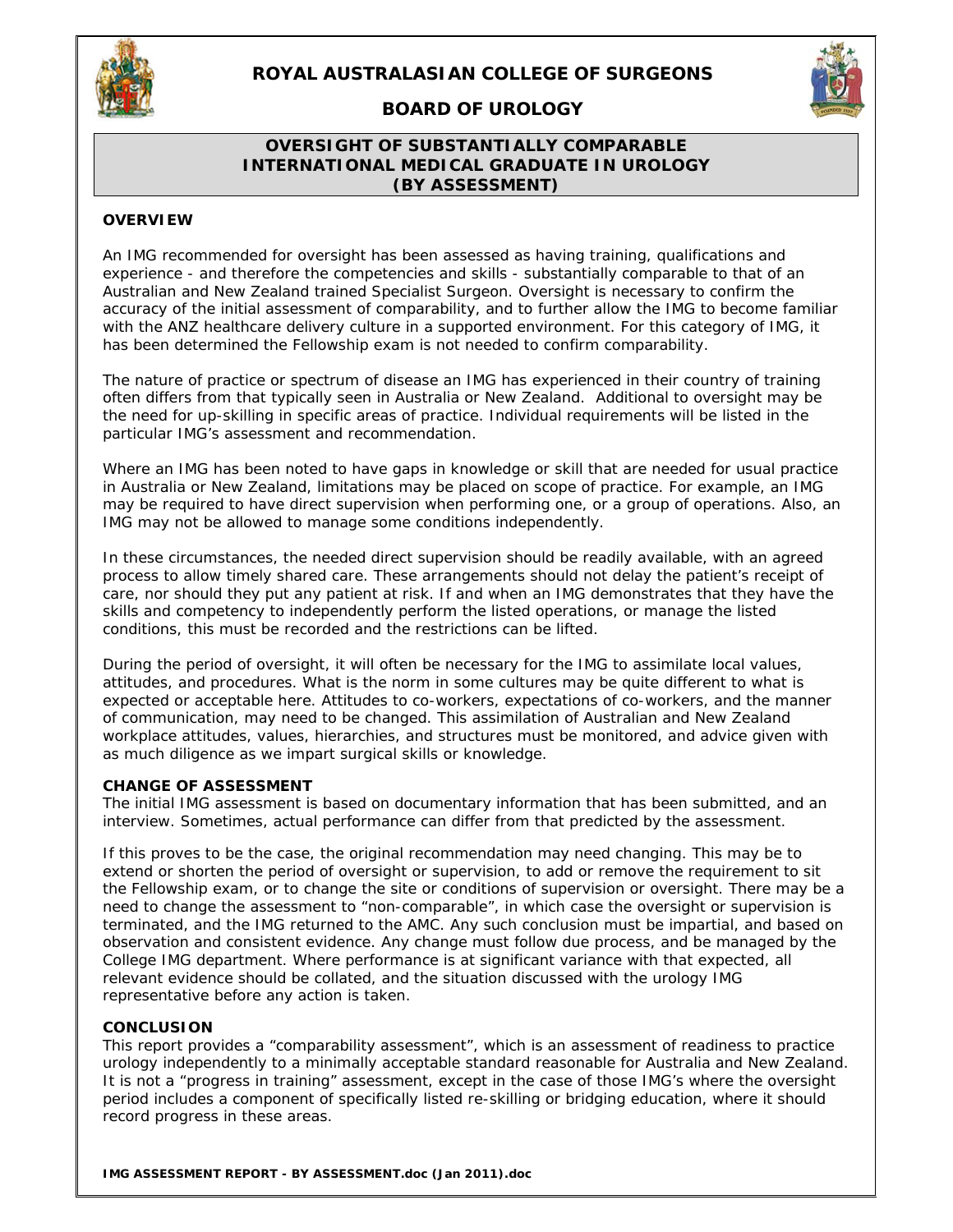# ROYAL AUSTRALASIAN COLLEGE OF SURGEONS

## BOARD OF UROLOGY

### OVERSIGHT OF SUBSTANTIALLY COMPARABLE INTERNATIONAL MEDICAL GRADUATE IN UROLOGY (BY ASSESSMENT)

**OVERVIEW**

An IMG recommended for oversight has been assessed as having training, qualifications and experience - and therefore the competencies and skills - substantially comparable to that of an Australian and New Zealand trained Specialist Surgeon. Oversight is necessary to confirm the accuracy of the initial assessment of comparability, and to further allow the IMG to become familiar with the ANZ healthcare delivery culture in a supported environment. For this category of IMG, it has been determined the Fellowship exam is not needed to confirm comparability.

The nature of practice or spectrum of disease an IMG has experienced in their country of training often differs from that typically seen in Australia or New Zealand. Additional to oversight may be the need for up-skilling in specific areas of practice. Individual requirements will be listed in the particular IMG's assessment and recommendation.

Where an IMG has been noted to have gaps in knowledge or skill that are needed for usual practice in Australia or New Zealand, limitations may be placed on scope of practice. For example, an IMG may be required to have direct supervision when performing one, or a group of operations. Also, an IMG may not be allowed to manage some conditions independently.

In these circumstances, the needed direct supervision should be readily available, with an agreed process to allow timely shared care. These arrangements should not delay the patient's receipt of care, nor should they put any patient at risk. If and when an IMG demonstrates that they have the skills and competency to independently perform the listed operations, or manage the listed conditions, this must be recorded and the restrictions can be lifted.

During the period of oversight, it will often be necessary for the IMG to assimilate local values, attitudes, and procedures. What is the norm in some cultures may be quite different to what is expected or acceptable here. Attitudes to co-workers, expectations of co-workers, and the manner of communication, may need to be changed. This assimilation of Australian and New Zealand workplace attitudes, values, hierarchies, and structures must be monitored, and advice given with as much diligence as we impart surgical skills or knowledge.

**CHANGE OF ASSESSMENT**

The initial IMG assessment is based on documentary information that has been submitted, and an interview. Sometimes, actual performance can differ from that predicted by the assessment.

If this proves to be the case, the original recommendation may need changing. This may be to extend or shorten the period of oversight or supervision, to add or remove the requirement to sit the Fellowship exam, or to change the site or conditions of supervision or oversight. There may be a need to change the assessment to "non-comparable", in which case the oversight or supervision is terminated, and the IMG returned to the AMC. Any such conclusion must be impartial, and based on observation and consistent evidence. Any change must follow due process, and be managed by the College IMG department. Where performance is at significant variance with that expected, all relevant evidence should be collated, and the situation discussed with the urology IMG representative before any action is taken.

**CONCLUSION**

This report provides a "comparability assessment", which is an assessment of readiness to practice urology independently to a minimally acceptable standard reasonable for Australia and New Zealand. It is not a "progress in training" assessment, except in the case of those IMG's where the oversight period includes a component of specifically listed re-skilling or bridging education, where it should record progress in these areas.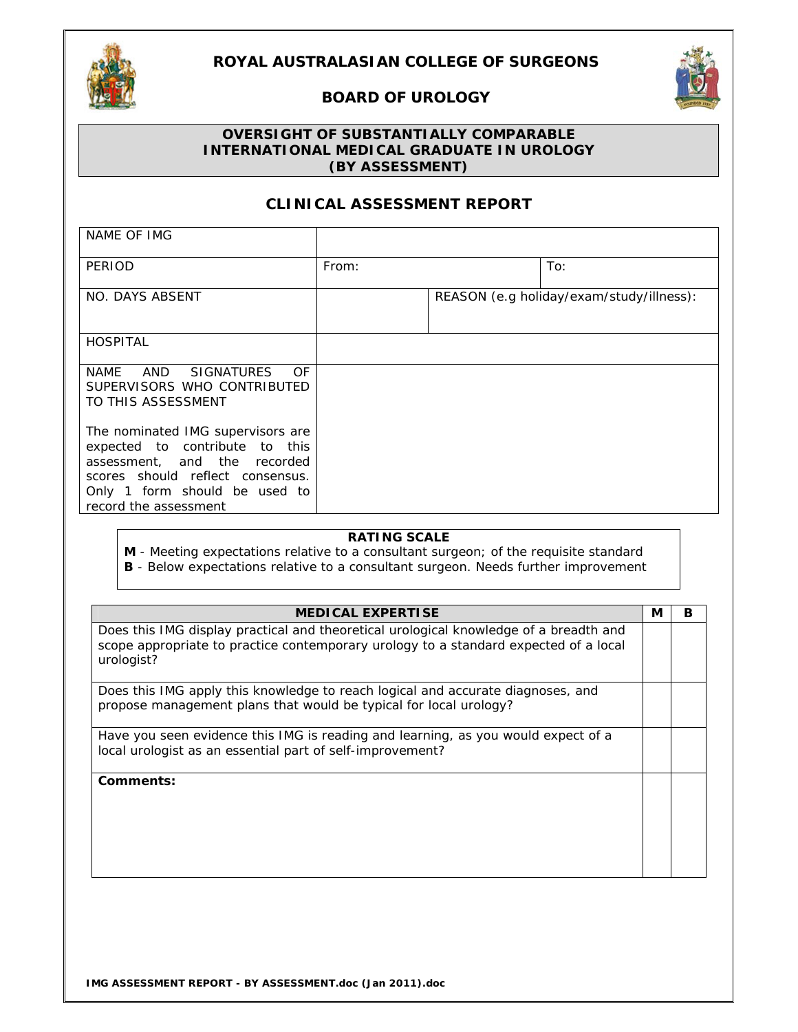# ROYAL AUSTRALASIAN COLLEGE OF SURGEONS

## BOARD OF UROLOGY

### OVERSIGHT OF SUBSTANTIALLY COMPARABLE INTERNATIONAL MEDICAL GRADUATE IN UROLOGY (BY ASSESSMENT)

## CLINICAL ASSESSMENT REPORT

| | | |
|---|---|---|
| NAME OF IMG | | |
| PERIOD | From: | To: |
| NO. DAYS ABSENT | | REASON (e.g holiday/exam/study/illness): |
| HOSPITAL | | |
| NAME AND SIGNATURES OF SUPERVISORS WHO CONTRIBUTED TO THIS ASSESSMENT<br><br>The nominated IMG supervisors are expected to contribute to this assessment, and the recorded scores should reflect consensus. Only 1 form should be used to record the assessment | | |

**RATING SCALE**

**M** - Meeting expectations relative to a consultant surgeon; of the requisite standard
**B** - Below expectations relative to a consultant surgeon. Needs further improvement

| MEDICAL EXPERTISE | M | B |
|---|---|---|
| Does this IMG display practical and theoretical urological knowledge of a breadth and scope appropriate to practice contemporary urology to a standard expected of a local urologist? | | |
| Does this IMG apply this knowledge to reach logical and accurate diagnoses, and propose management plans that would be typical for local urology? | | |
| Have you seen evidence this IMG is reading and learning, as you would expect of a local urologist as an essential part of self-improvement? | | |
| **Comments:** | | |

**IMG ASSESSMENT REPORT - BY ASSESSMENT.doc (Jan 2011).doc**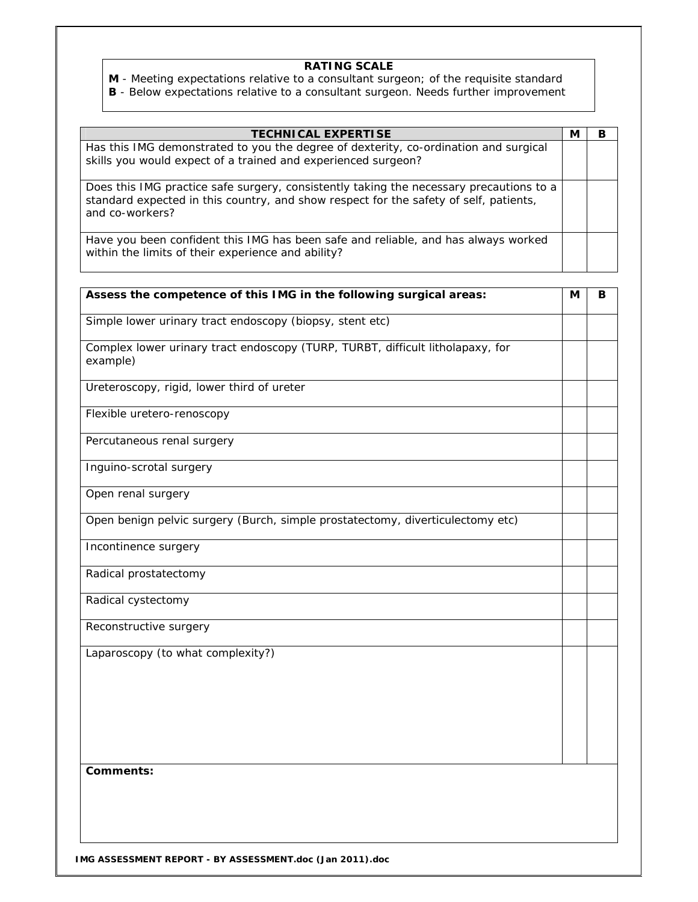**RATING SCALE**

**M** - Meeting expectations relative to a consultant surgeon; of the requisite standard
**B** - Below expectations relative to a consultant surgeon. Needs further improvement

| **TECHNICAL EXPERTISE** | **M** | **B** |
|---|---|---|
| Has this IMG demonstrated to you the degree of dexterity, co-ordination and surgical skills you would expect of a trained and experienced surgeon? | | |
| Does this IMG practice safe surgery, consistently taking the necessary precautions to a standard expected in this country, and show respect for the safety of self, patients, and co-workers? | | |
| Have you been confident this IMG has been safe and reliable, and has always worked within the limits of their experience and ability? | | |

| **Assess the competence of this IMG in the following surgical areas:** | **M** | **B** |
|---|---|---|
| Simple lower urinary tract endoscopy (biopsy, stent etc) | | |
| Complex lower urinary tract endoscopy (TURP, TURBT, difficult litholapaxy, for example) | | |
| Ureteroscopy, rigid, lower third of ureter | | |
| Flexible uretero-renoscopy | | |
| Percutaneous renal surgery | | |
| Inguino-scrotal surgery | | |
| Open renal surgery | | |
| Open benign pelvic surgery (Burch, simple prostatectomy, diverticulectomy etc) | | |
| Incontinence surgery | | |
| Radical prostatectomy | | |
| Radical cystectomy | | |
| Reconstructive surgery | | |
| Laparoscopy (to what complexity?) | | |

**Comments:**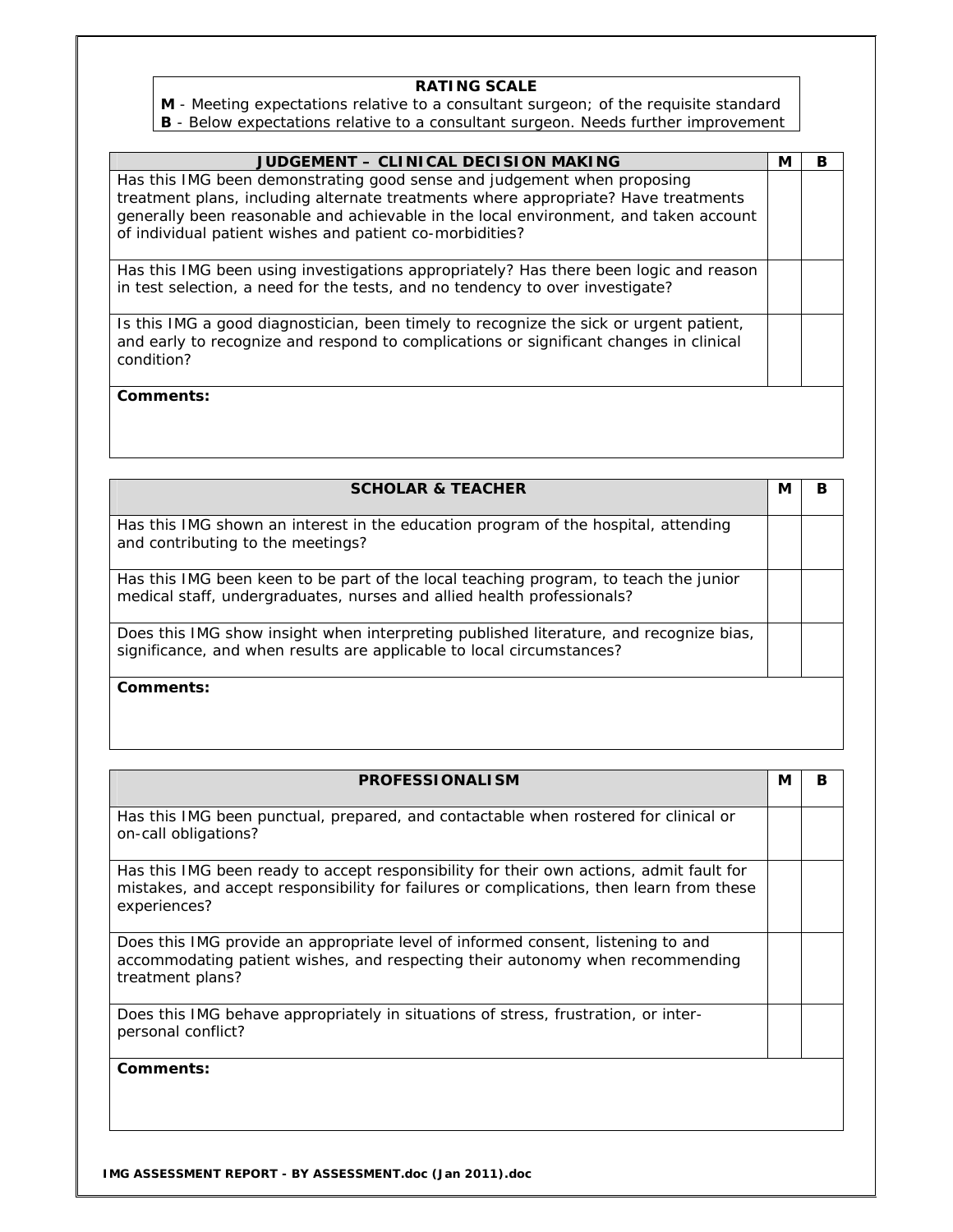| RATING SCALE |
|---|
| **M** - Meeting expectations relative to a consultant surgeon; of the requisite standard |
| **B** - Below expectations relative to a consultant surgeon. Needs further improvement |

| JUDGEMENT – CLINICAL DECISION MAKING | M | B |
|---|---|---|
| Has this IMG been demonstrating good sense and judgement when proposing treatment plans, including alternate treatments where appropriate? Have treatments generally been reasonable and achievable in the local environment, and taken account of individual patient wishes and patient co-morbidities? | | |
| Has this IMG been using investigations appropriately? Has there been logic and reason in test selection, a need for the tests, and no tendency to over investigate? | | |
| Is this IMG a good diagnostician, been timely to recognize the sick or urgent patient, and early to recognize and respond to complications or significant changes in clinical condition? | | |
| **Comments:** | | |

| SCHOLAR & TEACHER | M | B |
|---|---|---|
| Has this IMG shown an interest in the education program of the hospital, attending and contributing to the meetings? | | |
| Has this IMG been keen to be part of the local teaching program, to teach the junior medical staff, undergraduates, nurses and allied health professionals? | | |
| Does this IMG show insight when interpreting published literature, and recognize bias, significance, and when results are applicable to local circumstances? | | |
| **Comments:** | | |

| PROFESSIONALISM | M | B |
|---|---|---|
| Has this IMG been punctual, prepared, and contactable when rostered for clinical or on-call obligations? | | |
| Has this IMG been ready to accept responsibility for their own actions, admit fault for mistakes, and accept responsibility for failures or complications, then learn from these experiences? | | |
| Does this IMG provide an appropriate level of informed consent, listening to and accommodating patient wishes, and respecting their autonomy when recommending treatment plans? | | |
| Does this IMG behave appropriately in situations of stress, frustration, or inter-personal conflict? | | |
| **Comments:** | | |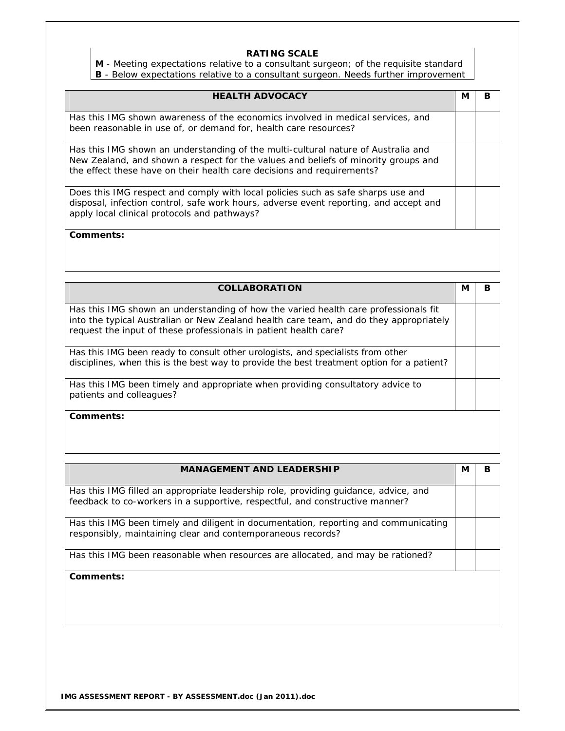| RATING SCALE |
| --- |
| **M** - Meeting expectations relative to a consultant surgeon; of the requisite standard |
| **B** - Below expectations relative to a consultant surgeon. Needs further improvement |

| HEALTH ADVOCACY | M | B |
| --- | --- | --- |
| Has this IMG shown awareness of the economics involved in medical services, and been reasonable in use of, or demand for, health care resources? | | |
| Has this IMG shown an understanding of the multi-cultural nature of Australia and New Zealand, and shown a respect for the values and beliefs of minority groups and the effect these have on their health care decisions and requirements? | | |
| Does this IMG respect and comply with local policies such as safe sharps use and disposal, infection control, safe work hours, adverse event reporting, and accept and apply local clinical protocols and pathways? | | |
| **Comments:** | | |

| COLLABORATION | M | B |
| --- | --- | --- |
| Has this IMG shown an understanding of how the varied health care professionals fit into the typical Australian or New Zealand health care team, and do they appropriately request the input of these professionals in patient health care? | | |
| Has this IMG been ready to consult other urologists, and specialists from other disciplines, when this is the best way to provide the best treatment option for a patient? | | |
| Has this IMG been timely and appropriate when providing consultatory advice to patients and colleagues? | | |
| **Comments:** | | |

| MANAGEMENT AND LEADERSHIP | M | B |
| --- | --- | --- |
| Has this IMG filled an appropriate leadership role, providing guidance, advice, and feedback to co-workers in a supportive, respectful, and constructive manner? | | |
| Has this IMG been timely and diligent in documentation, reporting and communicating responsibly, maintaining clear and contemporaneous records? | | |
| Has this IMG been reasonable when resources are allocated, and may be rationed? | | |
| **Comments:** | | |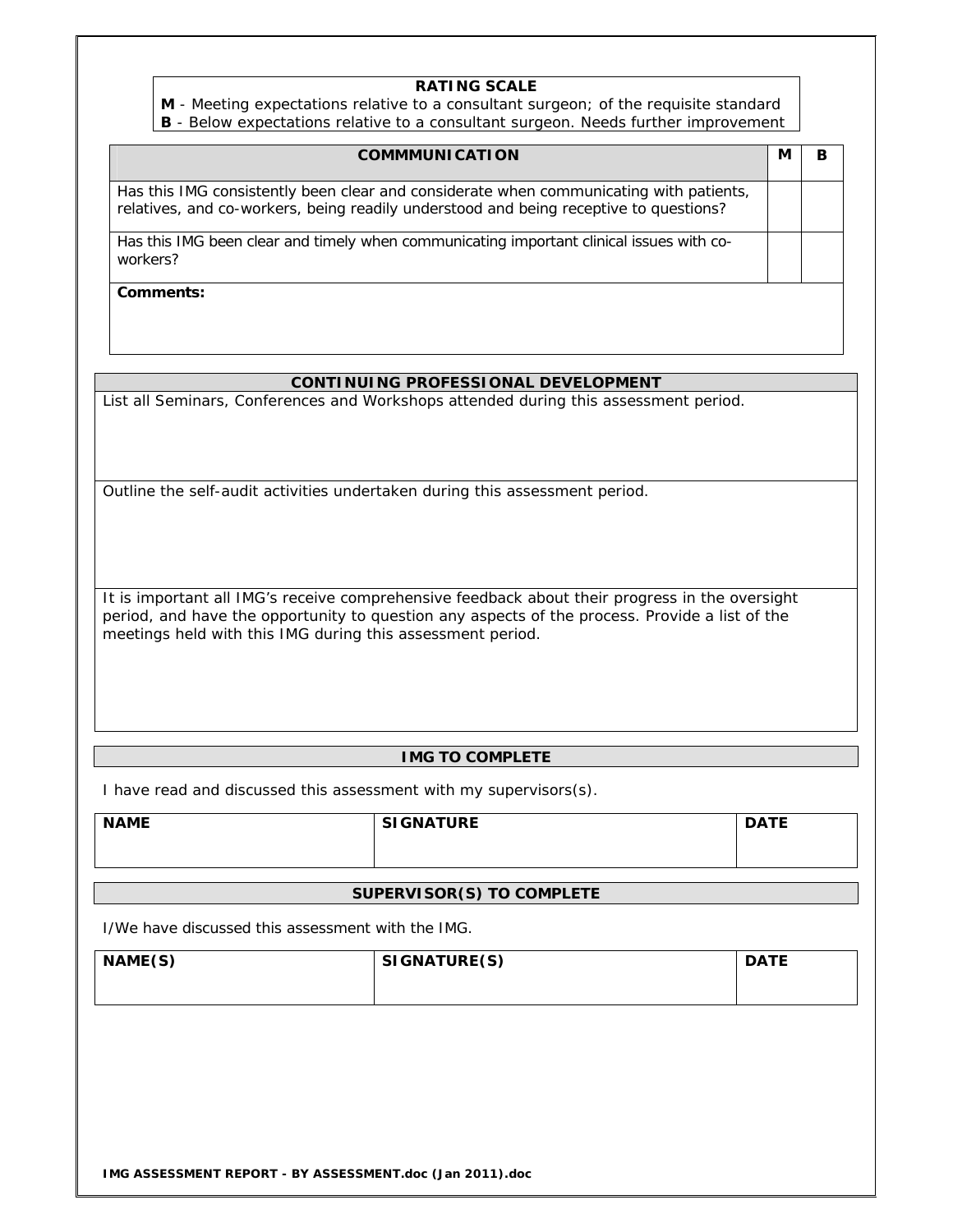| RATING SCALE |
| --- |
| **M** - Meeting expectations relative to a consultant surgeon; of the requisite standard |
| **B** - Below expectations relative to a consultant surgeon. Needs further improvement |

| COMMMUNICATION | M | B |
| --- | --- | --- |
| Has this IMG consistently been clear and considerate when communicating with patients, relatives, and co-workers, being readily understood and being receptive to questions? | | |
| Has this IMG been clear and timely when communicating important clinical issues with co-workers? | | |
| **Comments:** | | |

| CONTINUING PROFESSIONAL DEVELOPMENT |
| --- |
| List all Seminars, Conferences and Workshops attended during this assessment period. |
| Outline the self-audit activities undertaken during this assessment period. |
| It is important all IMG's receive comprehensive feedback about their progress in the oversight period, and have the opportunity to question any aspects of the process. Provide a list of the meetings held with this IMG during this assessment period. |

## IMG TO COMPLETE

I have read and discussed this assessment with my supervisors(s).

| NAME | SIGNATURE | DATE |
| --- | --- | --- |
| | | |

## SUPERVISOR(S) TO COMPLETE

I/We have discussed this assessment with the IMG.

| NAME(S) | SIGNATURE(S) | DATE |
| --- | --- | --- |
| | | |